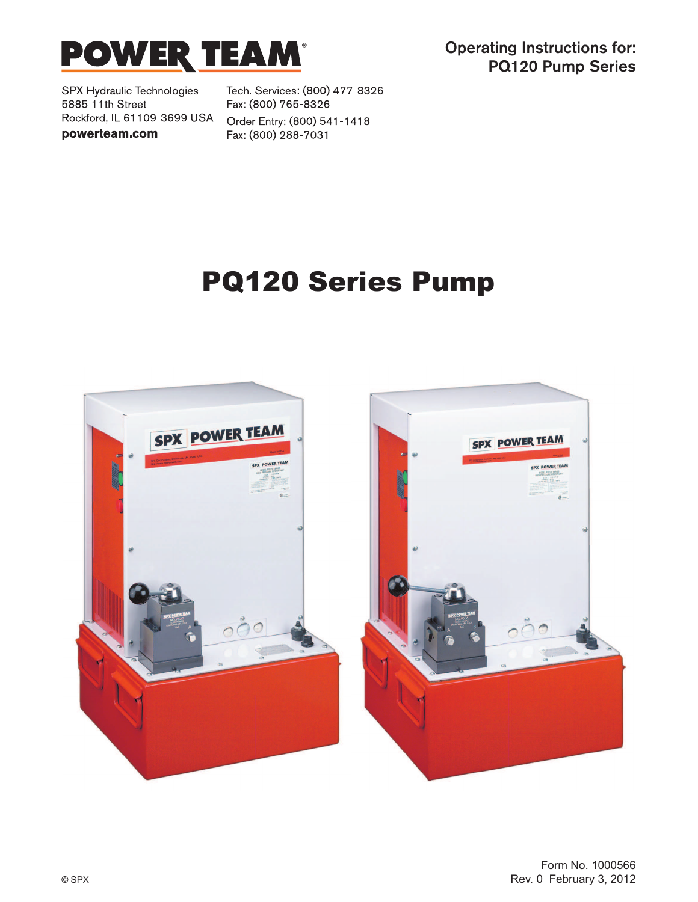# POWER TEAM®

**Operating Instructions for: PQ120 Pump Series**

SPX Hydraulic Technologies
5885 11th Street
Rockford, IL 61109-3699 USA
**powerteam.com**

Tech. Services: (800) 477-8326
Fax: (800) 765-8326
Order Entry: (800) 541-1418
Fax: (800) 288-7031

# PQ120 Series Pump

© SPX

Form No. 1000566
Rev. 0 February 3, 2012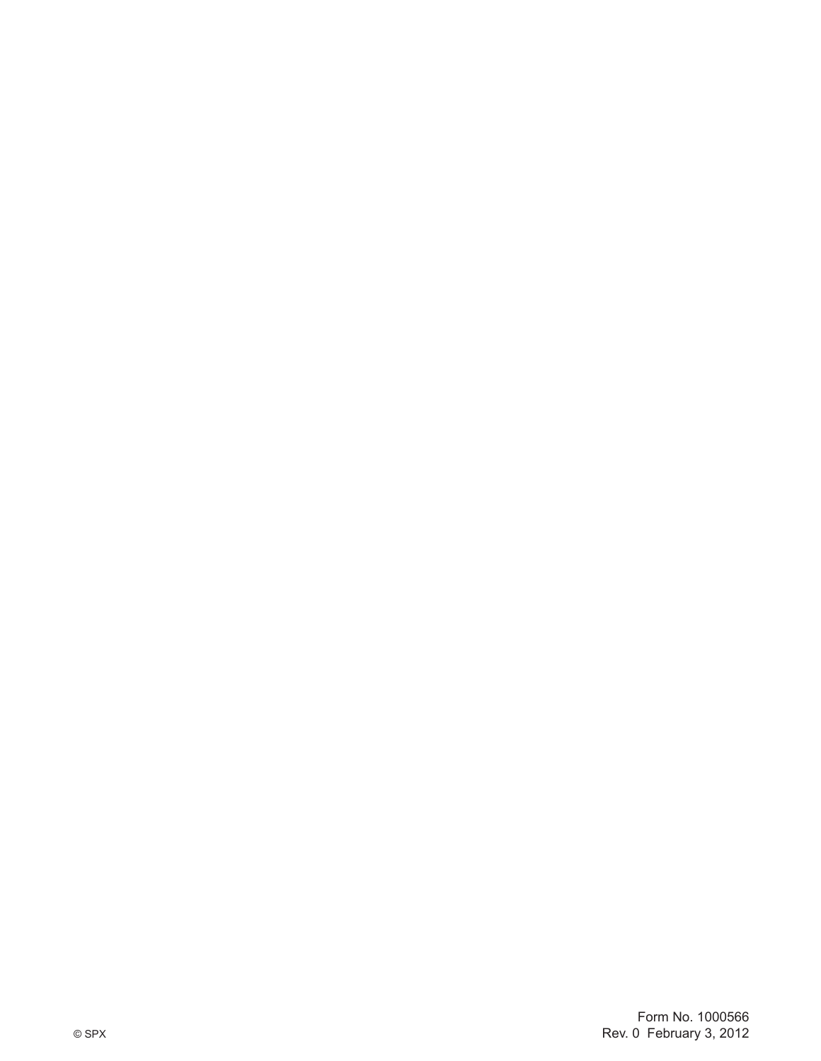© SPX

Form No. 1000566
Rev. 0 February 3, 2012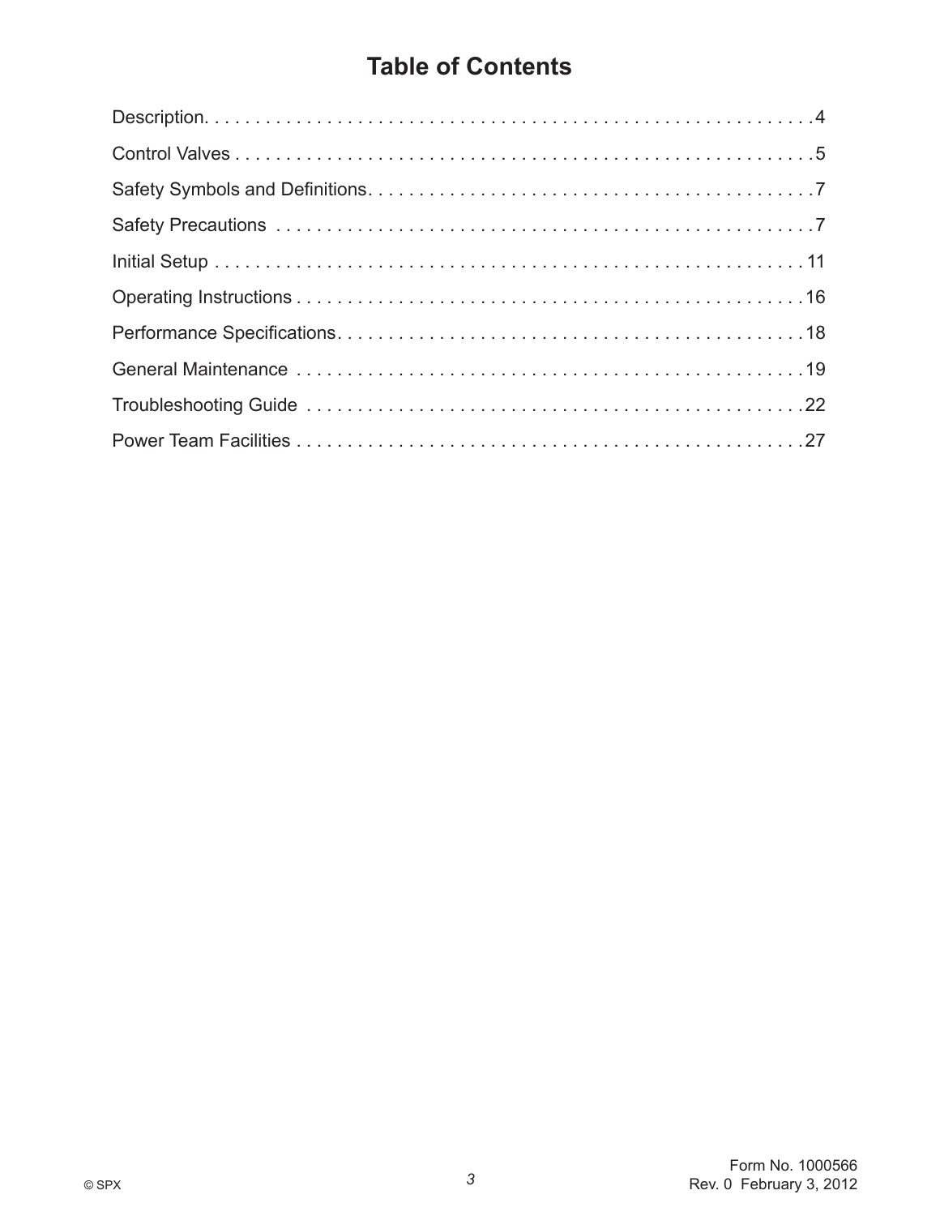# Table of Contents

| | |
|---|---|
| Description | 4 |
| Control Valves | 5 |
| Safety Symbols and Definitions | 7 |
| Safety Precautions | 7 |
| Initial Setup | 11 |
| Operating Instructions | 16 |
| Performance Specifications | 18 |
| General Maintenance | 19 |
| Troubleshooting Guide | 22 |
| Power Team Facilities | 27 |

© SPX

Form No. 1000566
Rev. 0 February 3, 2012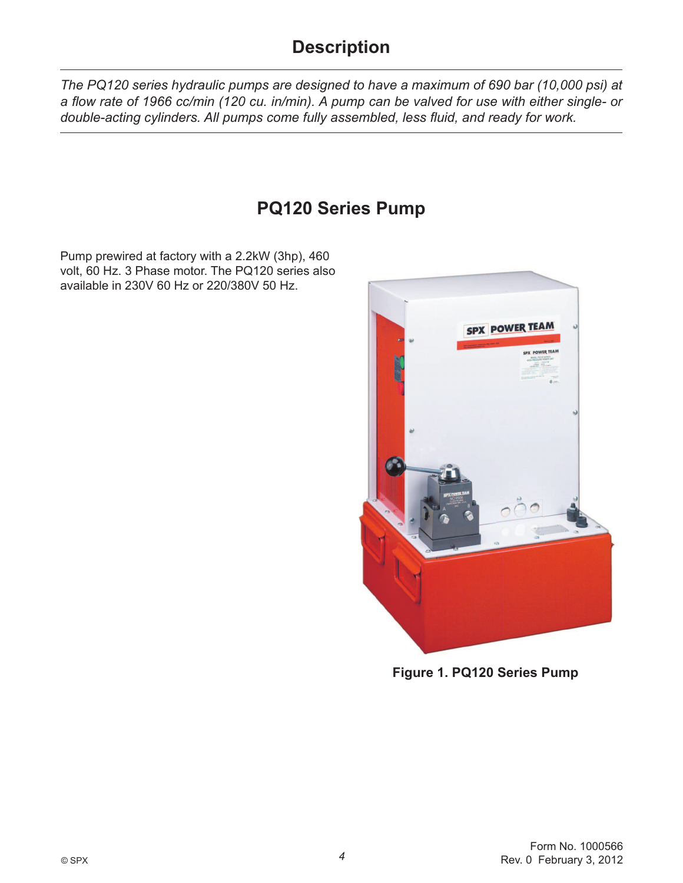# Description

*The PQ120 series hydraulic pumps are designed to have a maximum of 690 bar (10,000 psi) at a flow rate of 1966 cc/min (120 cu. in/min). A pump can be valved for use with either single- or double-acting cylinders. All pumps come fully assembled, less fluid, and ready for work.*

## PQ120 Series Pump

Pump prewired at factory with a 2.2kW (3hp), 460 volt, 60 Hz. 3 Phase motor. The PQ120 series also available in 230V 60 Hz or 220/380V 50 Hz.

**Figure 1. PQ120 Series Pump**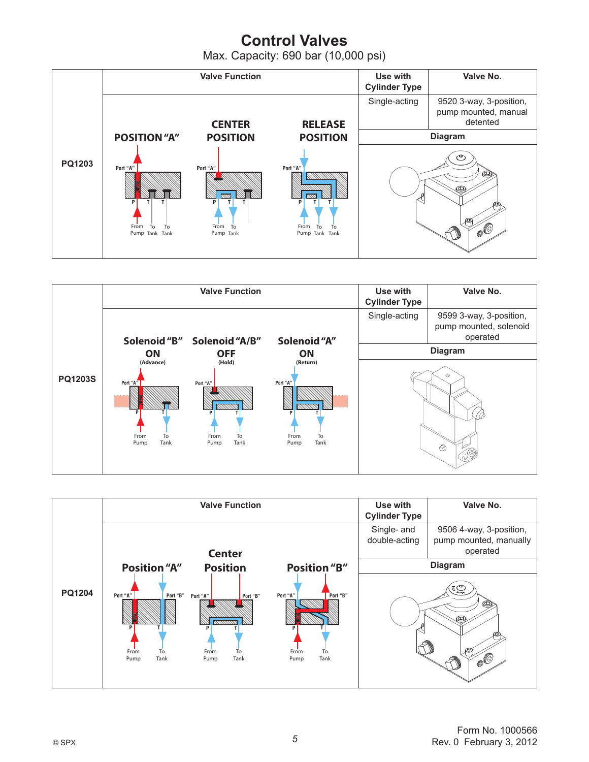# Control Valves

Max. Capacity: 690 bar (10,000 psi)

| | Valve Function | Use with Cylinder Type | Valve No. |
|---|---|---|---|
| PQ1203 | POSITION "A" / CENTER POSITION / RELEASE POSITION | Single-acting | 9520 3-way, 3-position, pump mounted, manual detented |

| | Valve Function | Use with Cylinder Type | Valve No. |
|---|---|---|---|
| PQ1203S | Solenoid "B" ON (Advance) / Solenoid "A/B" OFF (Hold) / Solenoid "A" ON (Return) | Single-acting | 9599 3-way, 3-position, pump mounted, solenoid operated |

| | Valve Function | Use with Cylinder Type | Valve No. |
|---|---|---|---|
| PQ1204 | Position "A" / Center Position / Position "B" | Single- and double-acting | 9506 4-way, 3-position, pump mounted, manually operated |

© SPX

Form No. 1000566
Rev. 0 February 3, 2012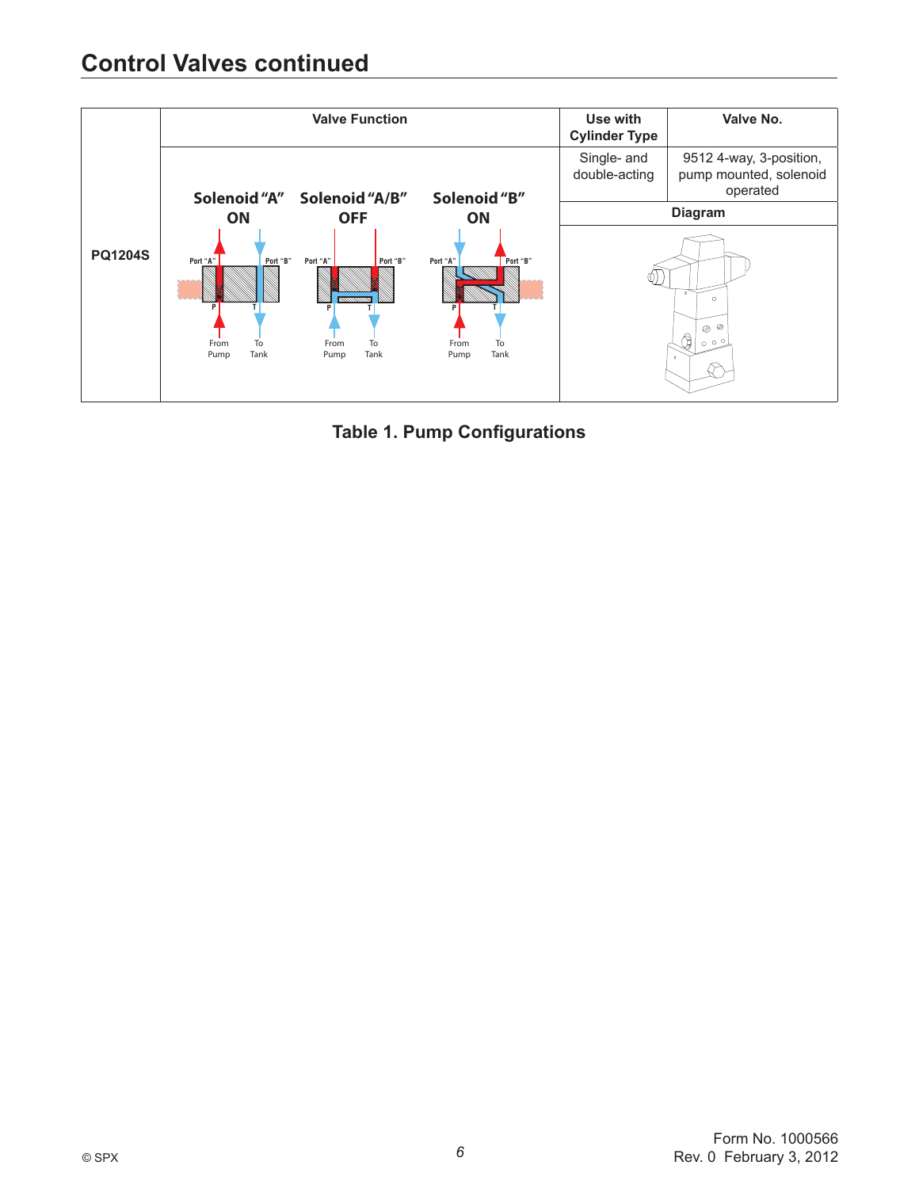## Control Valves continued

| | Valve Function | Use with Cylinder Type | Valve No. |
|---|---|---|---|
| PQ1204S | Solenoid "A" ON / Solenoid "A/B" OFF / Solenoid "B" ON | Single- and double-acting | 9512 4-way, 3-position, pump mounted, solenoid operated |
| | | Diagram | |

**Table 1. Pump Configurations**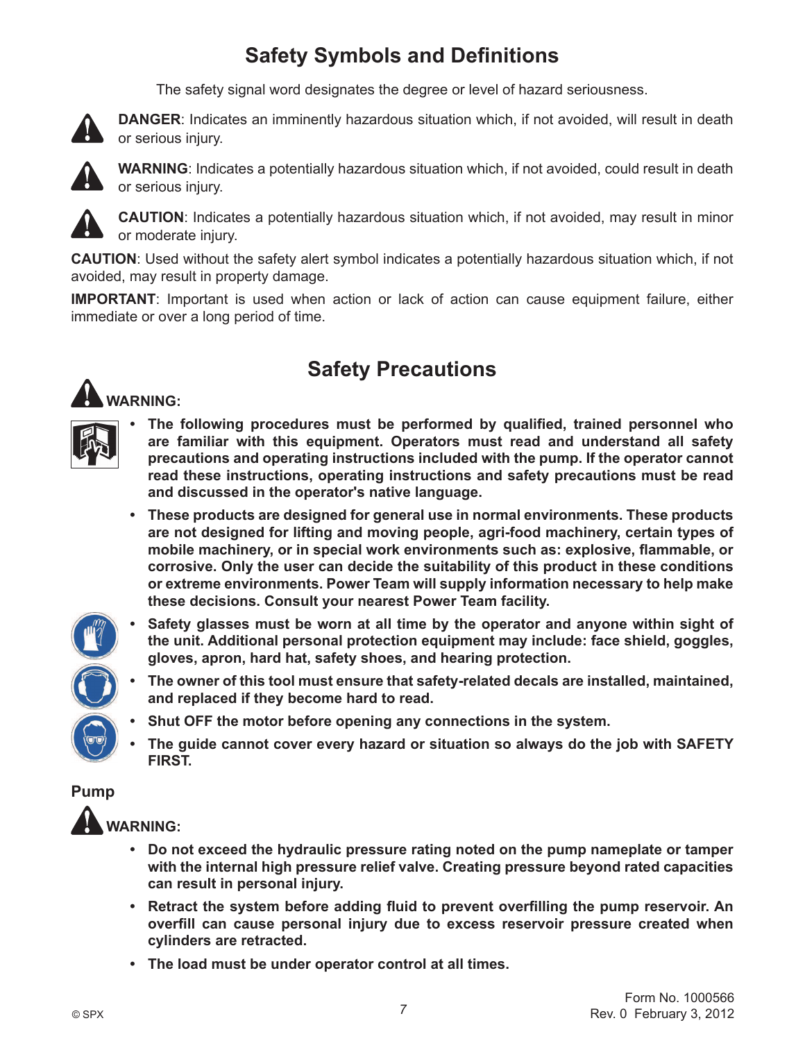## Safety Symbols and Definitions

The safety signal word designates the degree or level of hazard seriousness.

**DANGER**: Indicates an imminently hazardous situation which, if not avoided, will result in death or serious injury.

**WARNING**: Indicates a potentially hazardous situation which, if not avoided, could result in death or serious injury.

**CAUTION**: Indicates a potentially hazardous situation which, if not avoided, may result in minor or moderate injury.

**CAUTION**: Used without the safety alert symbol indicates a potentially hazardous situation which, if not avoided, may result in property damage.

**IMPORTANT**: Important is used when action or lack of action can cause equipment failure, either immediate or over a long period of time.

## Safety Precautions

**WARNING:**

- **The following procedures must be performed by qualified, trained personnel who are familiar with this equipment. Operators must read and understand all safety precautions and operating instructions included with the pump. If the operator cannot read these instructions, operating instructions and safety precautions must be read and discussed in the operator's native language.**
- **These products are designed for general use in normal environments. These products are not designed for lifting and moving people, agri-food machinery, certain types of mobile machinery, or in special work environments such as: explosive, flammable, or corrosive. Only the user can decide the suitability of this product in these conditions or extreme environments. Power Team will supply information necessary to help make these decisions. Consult your nearest Power Team facility.**
- **Safety glasses must be worn at all time by the operator and anyone within sight of the unit. Additional personal protection equipment may include: face shield, goggles, gloves, apron, hard hat, safety shoes, and hearing protection.**
- **The owner of this tool must ensure that safety-related decals are installed, maintained, and replaced if they become hard to read.**
- **Shut OFF the motor before opening any connections in the system.**
- **The guide cannot cover every hazard or situation so always do the job with SAFETY FIRST.**

### Pump

**WARNING:**

- **Do not exceed the hydraulic pressure rating noted on the pump nameplate or tamper with the internal high pressure relief valve. Creating pressure beyond rated capacities can result in personal injury.**
- **Retract the system before adding fluid to prevent overfilling the pump reservoir. An overfill can cause personal injury due to excess reservoir pressure created when cylinders are retracted.**
- **The load must be under operator control at all times.**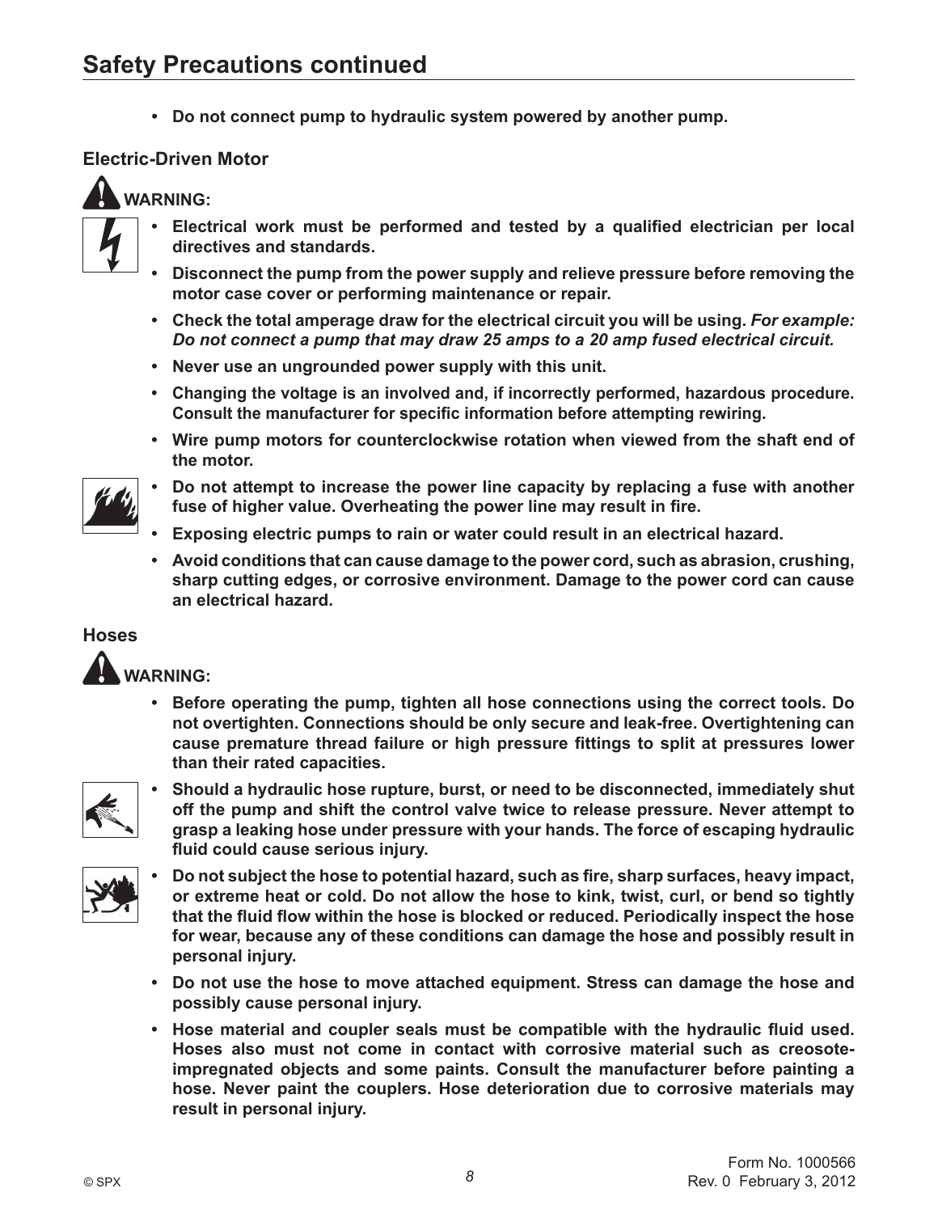## Safety Precautions continued

- **Do not connect pump to hydraulic system powered by another pump.**

### Electric-Driven Motor

**WARNING:**

- **Electrical work must be performed and tested by a qualified electrician per local directives and standards.**
- **Disconnect the pump from the power supply and relieve pressure before removing the motor case cover or performing maintenance or repair.**
- **Check the total amperage draw for the electrical circuit you will be using.** ***For example: Do not connect a pump that may draw 25 amps to a 20 amp fused electrical circuit.***
- **Never use an ungrounded power supply with this unit.**
- **Changing the voltage is an involved and, if incorrectly performed, hazardous procedure. Consult the manufacturer for specific information before attempting rewiring.**
- **Wire pump motors for counterclockwise rotation when viewed from the shaft end of the motor.**
- **Do not attempt to increase the power line capacity by replacing a fuse with another fuse of higher value. Overheating the power line may result in fire.**
- **Exposing electric pumps to rain or water could result in an electrical hazard.**
- **Avoid conditions that can cause damage to the power cord, such as abrasion, crushing, sharp cutting edges, or corrosive environment. Damage to the power cord can cause an electrical hazard.**

### Hoses

**WARNING:**

- **Before operating the pump, tighten all hose connections using the correct tools. Do not overtighten. Connections should be only secure and leak-free. Overtightening can cause premature thread failure or high pressure fittings to split at pressures lower than their rated capacities.**
- **Should a hydraulic hose rupture, burst, or need to be disconnected, immediately shut off the pump and shift the control valve twice to release pressure. Never attempt to grasp a leaking hose under pressure with your hands. The force of escaping hydraulic fluid could cause serious injury.**
- **Do not subject the hose to potential hazard, such as fire, sharp surfaces, heavy impact, or extreme heat or cold. Do not allow the hose to kink, twist, curl, or bend so tightly that the fluid flow within the hose is blocked or reduced. Periodically inspect the hose for wear, because any of these conditions can damage the hose and possibly result in personal injury.**
- **Do not use the hose to move attached equipment. Stress can damage the hose and possibly cause personal injury.**
- **Hose material and coupler seals must be compatible with the hydraulic fluid used. Hoses also must not come in contact with corrosive material such as creosote-impregnated objects and some paints. Consult the manufacturer before painting a hose. Never paint the couplers. Hose deterioration due to corrosive materials may result in personal injury.**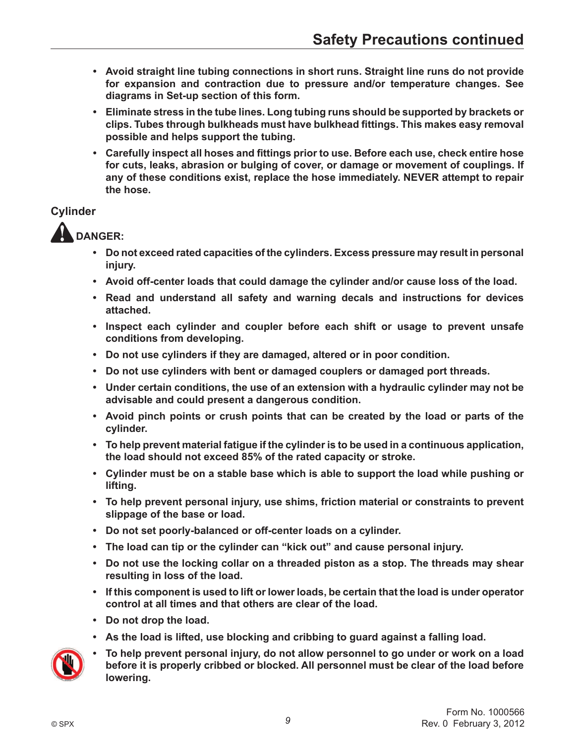## Safety Precautions continued

- **Avoid straight line tubing connections in short runs. Straight line runs do not provide for expansion and contraction due to pressure and/or temperature changes. See diagrams in Set-up section of this form.**
- **Eliminate stress in the tube lines. Long tubing runs should be supported by brackets or clips. Tubes through bulkheads must have bulkhead fittings. This makes easy removal possible and helps support the tubing.**
- **Carefully inspect all hoses and fittings prior to use. Before each use, check entire hose for cuts, leaks, abrasion or bulging of cover, or damage or movement of couplings. If any of these conditions exist, replace the hose immediately. NEVER attempt to repair the hose.**

### Cylinder

**DANGER:**

- **Do not exceed rated capacities of the cylinders. Excess pressure may result in personal injury.**
- **Avoid off-center loads that could damage the cylinder and/or cause loss of the load.**
- **Read and understand all safety and warning decals and instructions for devices attached.**
- **Inspect each cylinder and coupler before each shift or usage to prevent unsafe conditions from developing.**
- **Do not use cylinders if they are damaged, altered or in poor condition.**
- **Do not use cylinders with bent or damaged couplers or damaged port threads.**
- **Under certain conditions, the use of an extension with a hydraulic cylinder may not be advisable and could present a dangerous condition.**
- **Avoid pinch points or crush points that can be created by the load or parts of the cylinder.**
- **To help prevent material fatigue if the cylinder is to be used in a continuous application, the load should not exceed 85% of the rated capacity or stroke.**
- **Cylinder must be on a stable base which is able to support the load while pushing or lifting.**
- **To help prevent personal injury, use shims, friction material or constraints to prevent slippage of the base or load.**
- **Do not set poorly-balanced or off-center loads on a cylinder.**
- **The load can tip or the cylinder can "kick out" and cause personal injury.**
- **Do not use the locking collar on a threaded piston as a stop. The threads may shear resulting in loss of the load.**
- **If this component is used to lift or lower loads, be certain that the load is under operator control at all times and that others are clear of the load.**
- **Do not drop the load.**
- **As the load is lifted, use blocking and cribbing to guard against a falling load.**
- **To help prevent personal injury, do not allow personnel to go under or work on a load before it is properly cribbed or blocked. All personnel must be clear of the load before lowering.**

© SPX

Form No. 1000566
Rev. 0 February 3, 2012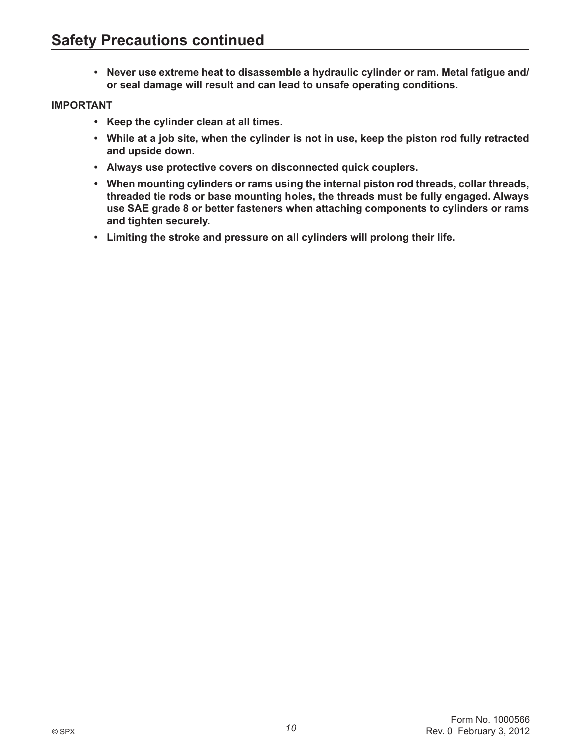## Safety Precautions continued

- **Never use extreme heat to disassemble a hydraulic cylinder or ram. Metal fatigue and/ or seal damage will result and can lead to unsafe operating conditions.**

**IMPORTANT**

- **Keep the cylinder clean at all times.**
- **While at a job site, when the cylinder is not in use, keep the piston rod fully retracted and upside down.**
- **Always use protective covers on disconnected quick couplers.**
- **When mounting cylinders or rams using the internal piston rod threads, collar threads, threaded tie rods or base mounting holes, the threads must be fully engaged. Always use SAE grade 8 or better fasteners when attaching components to cylinders or rams and tighten securely.**
- **Limiting the stroke and pressure on all cylinders will prolong their life.**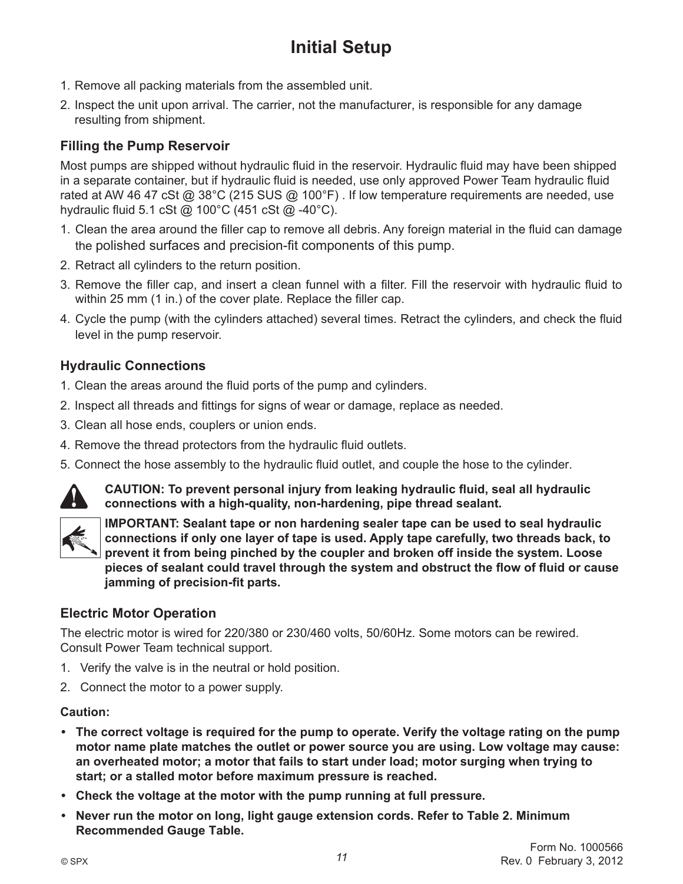# Initial Setup

1. Remove all packing materials from the assembled unit.
2. Inspect the unit upon arrival. The carrier, not the manufacturer, is responsible for any damage resulting from shipment.

### Filling the Pump Reservoir

Most pumps are shipped without hydraulic fluid in the reservoir. Hydraulic fluid may have been shipped in a separate container, but if hydraulic fluid is needed, use only approved Power Team hydraulic fluid rated at AW 46 47 cSt @ 38°C (215 SUS @ 100°F) . If low temperature requirements are needed, use hydraulic fluid 5.1 cSt @ 100°C (451 cSt @ -40°C).

1. Clean the area around the filler cap to remove all debris. Any foreign material in the fluid can damage the polished surfaces and precision-fit components of this pump.
2. Retract all cylinders to the return position.
3. Remove the filler cap, and insert a clean funnel with a filter. Fill the reservoir with hydraulic fluid to within 25 mm (1 in.) of the cover plate. Replace the filler cap.
4. Cycle the pump (with the cylinders attached) several times. Retract the cylinders, and check the fluid level in the pump reservoir.

### Hydraulic Connections

1. Clean the areas around the fluid ports of the pump and cylinders.
2. Inspect all threads and fittings for signs of wear or damage, replace as needed.
3. Clean all hose ends, couplers or union ends.
4. Remove the thread protectors from the hydraulic fluid outlets.
5. Connect the hose assembly to the hydraulic fluid outlet, and couple the hose to the cylinder.

**CAUTION: To prevent personal injury from leaking hydraulic fluid, seal all hydraulic connections with a high-quality, non-hardening, pipe thread sealant.**

**IMPORTANT: Sealant tape or non hardening sealer tape can be used to seal hydraulic connections if only one layer of tape is used. Apply tape carefully, two threads back, to prevent it from being pinched by the coupler and broken off inside the system. Loose pieces of sealant could travel through the system and obstruct the flow of fluid or cause jamming of precision-fit parts.**

### Electric Motor Operation

The electric motor is wired for 220/380 or 230/460 volts, 50/60Hz. Some motors can be rewired. Consult Power Team technical support.

1. Verify the valve is in the neutral or hold position.
2. Connect the motor to a power supply.

**Caution:**

- **The correct voltage is required for the pump to operate. Verify the voltage rating on the pump motor name plate matches the outlet or power source you are using. Low voltage may cause: an overheated motor; a motor that fails to start under load; motor surging when trying to start; or a stalled motor before maximum pressure is reached.**
- **Check the voltage at the motor with the pump running at full pressure.**
- **Never run the motor on long, light gauge extension cords. Refer to Table 2. Minimum Recommended Gauge Table.**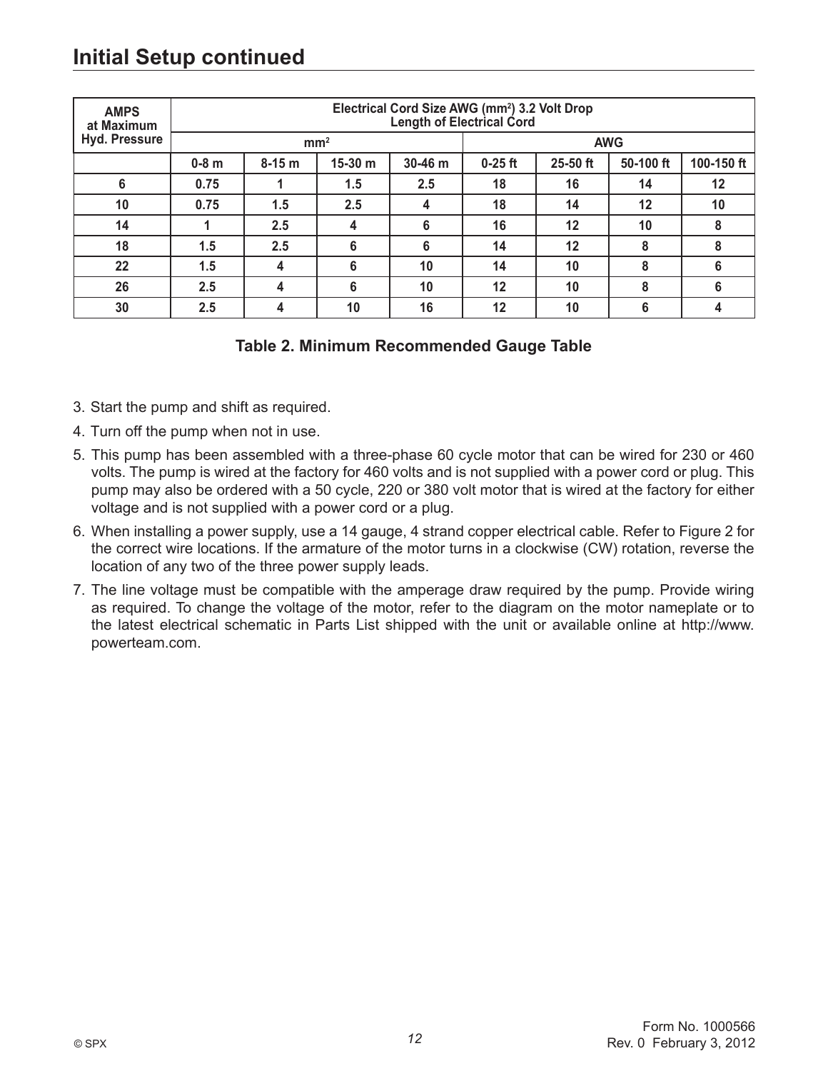## Initial Setup continued

| AMPS at Maximum Hyd. Pressure | Electrical Cord Size AWG ($mm^2$) 3.2 Volt Drop Length of Electrical Cord | | | | | | | |
|---|---|---|---|---|---|---|---|---|
| | $mm^2$ | | | | AWG | | | |
| | 0-8 m | 8-15 m | 15-30 m | 30-46 m | 0-25 ft | 25-50 ft | 50-100 ft | 100-150 ft |
| 6 | 0.75 | 1 | 1.5 | 2.5 | 18 | 16 | 14 | 12 |
| 10 | 0.75 | 1.5 | 2.5 | 4 | 18 | 14 | 12 | 10 |
| 14 | 1 | 2.5 | 4 | 6 | 16 | 12 | 10 | 8 |
| 18 | 1.5 | 2.5 | 6 | 6 | 14 | 12 | 8 | 8 |
| 22 | 1.5 | 4 | 6 | 10 | 14 | 10 | 8 | 6 |
| 26 | 2.5 | 4 | 6 | 10 | 12 | 10 | 8 | 6 |
| 30 | 2.5 | 4 | 10 | 16 | 12 | 10 | 6 | 4 |

**Table 2. Minimum Recommended Gauge Table**

3. Start the pump and shift as required.
4. Turn off the pump when not in use.
5. This pump has been assembled with a three-phase 60 cycle motor that can be wired for 230 or 460 volts. The pump is wired at the factory for 460 volts and is not supplied with a power cord or plug. This pump may also be ordered with a 50 cycle, 220 or 380 volt motor that is wired at the factory for either voltage and is not supplied with a power cord or a plug.
6. When installing a power supply, use a 14 gauge, 4 strand copper electrical cable. Refer to Figure 2 for the correct wire locations. If the armature of the motor turns in a clockwise (CW) rotation, reverse the location of any two of the three power supply leads.
7. The line voltage must be compatible with the amperage draw required by the pump. Provide wiring as required. To change the voltage of the motor, refer to the diagram on the motor nameplate or to the latest electrical schematic in Parts List shipped with the unit or available online at http://www.powerteam.com.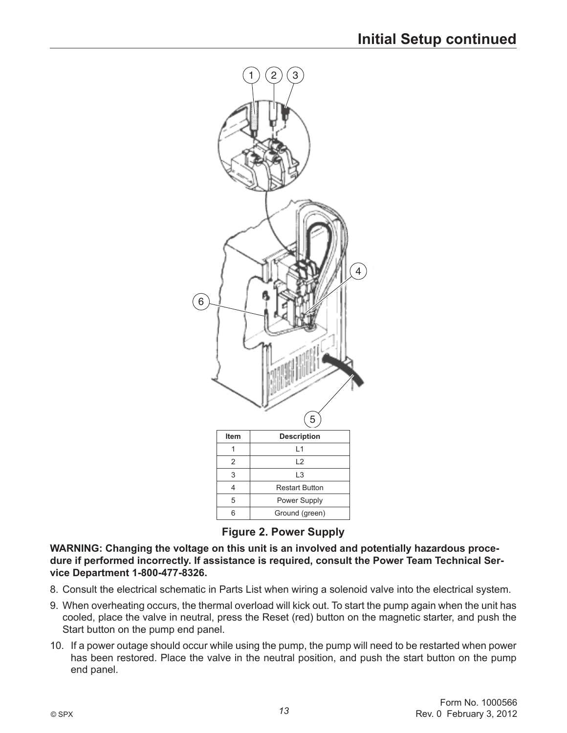# Initial Setup continued

| Item | Description |
|---|---|
| 1 | L1 |
| 2 | L2 |
| 3 | L3 |
| 4 | Restart Button |
| 5 | Power Supply |
| 6 | Ground (green) |

**Figure 2. Power Supply**

**WARNING: Changing the voltage on this unit is an involved and potentially hazardous procedure if performed incorrectly. If assistance is required, consult the Power Team Technical Service Department 1-800-477-8326.**

8. Consult the electrical schematic in Parts List when wiring a solenoid valve into the electrical system.
9. When overheating occurs, the thermal overload will kick out. To start the pump again when the unit has cooled, place the valve in neutral, press the Reset (red) button on the magnetic starter, and push the Start button on the pump end panel.
10. If a power outage should occur while using the pump, the pump will need to be restarted when power has been restored. Place the valve in the neutral position, and push the start button on the pump end panel.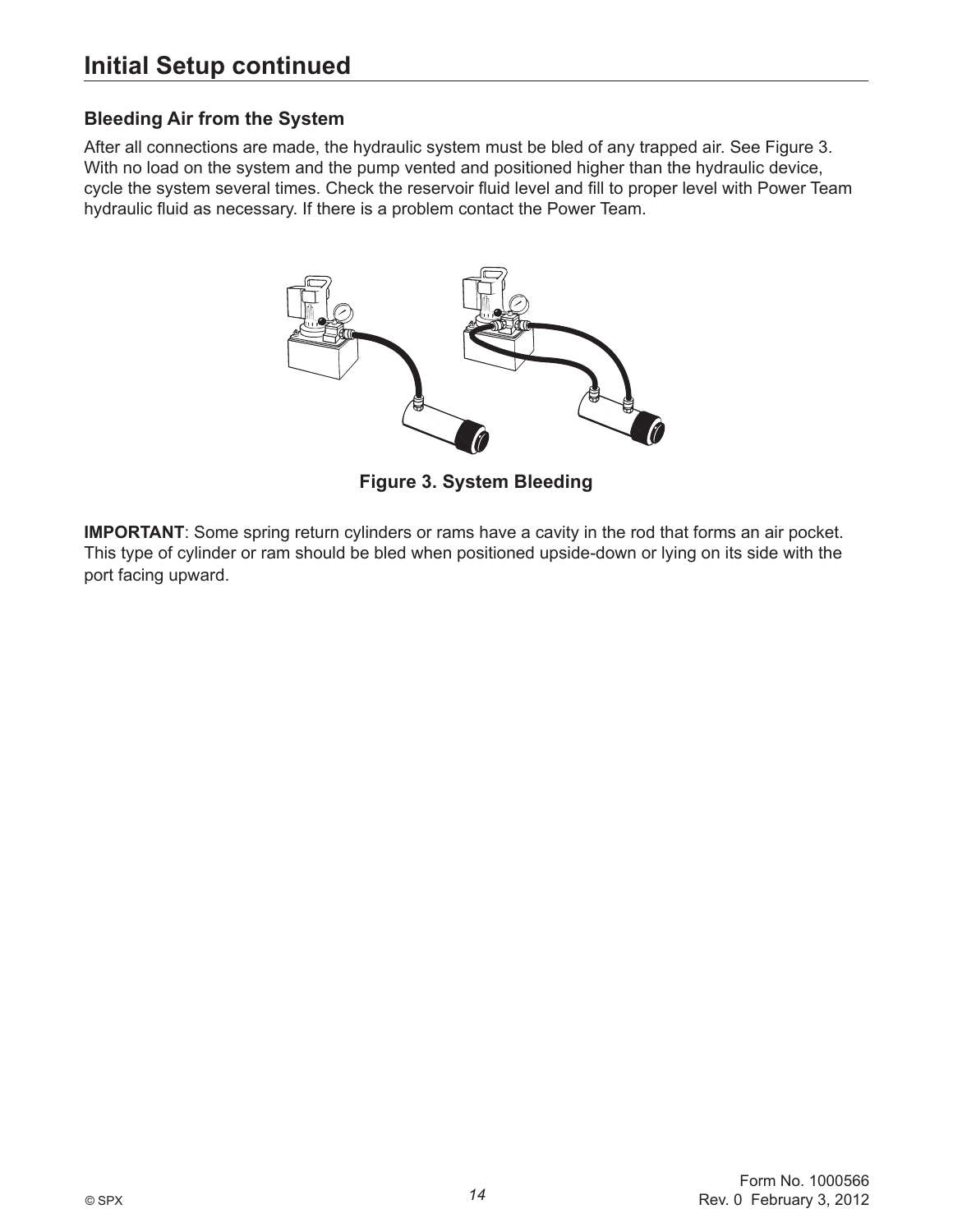## Initial Setup continued

### Bleeding Air from the System

After all connections are made, the hydraulic system must be bled of any trapped air. See Figure 3. With no load on the system and the pump vented and positioned higher than the hydraulic device, cycle the system several times. Check the reservoir fluid level and fill to proper level with Power Team hydraulic fluid as necessary. If there is a problem contact the Power Team.

**Figure 3. System Bleeding**

**IMPORTANT**: Some spring return cylinders or rams have a cavity in the rod that forms an air pocket. This type of cylinder or ram should be bled when positioned upside-down or lying on its side with the port facing upward.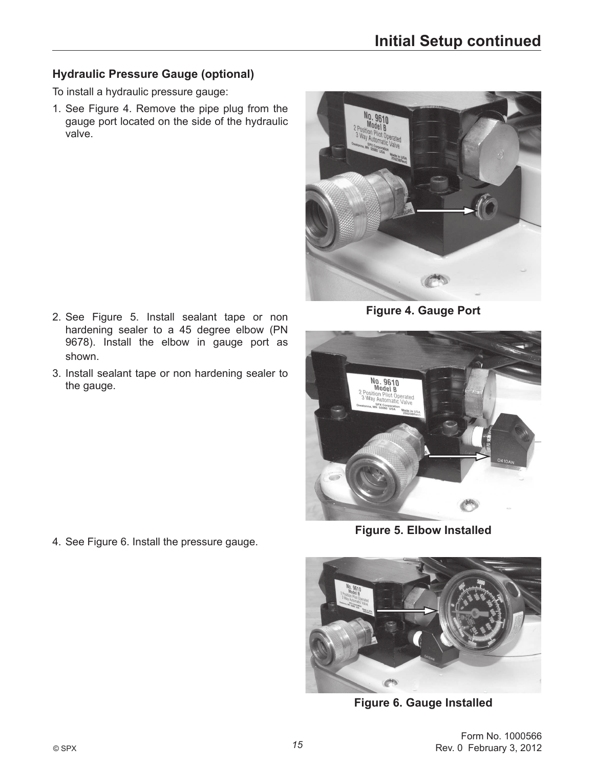## Hydraulic Pressure Gauge (optional)

To install a hydraulic pressure gauge:

1. See Figure 4. Remove the pipe plug from the gauge port located on the side of the hydraulic valve.

Figure 4. Gauge Port

2. See Figure 5. Install sealant tape or non hardening sealer to a 45 degree elbow (PN 9678). Install the elbow in gauge port as shown.
3. Install sealant tape or non hardening sealer to the gauge.

Figure 5. Elbow Installed

4. See Figure 6. Install the pressure gauge.

Figure 6. Gauge Installed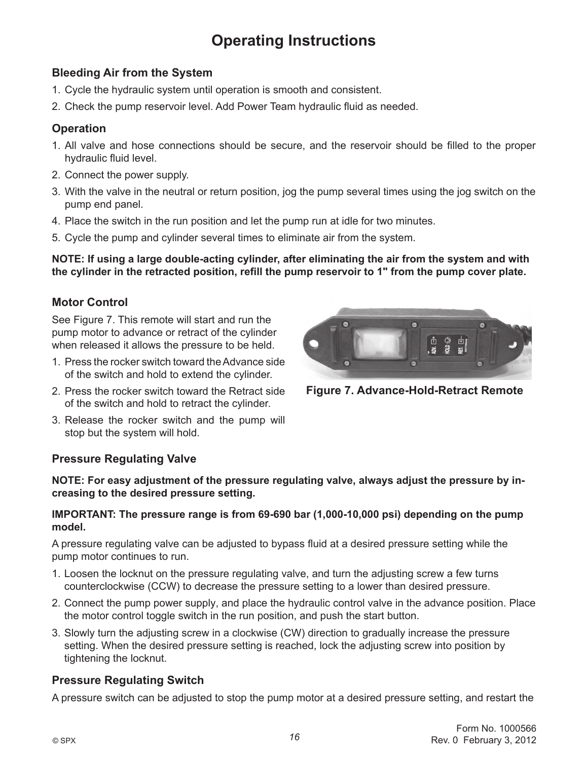# Operating Instructions

### Bleeding Air from the System

1. Cycle the hydraulic system until operation is smooth and consistent.
2. Check the pump reservoir level. Add Power Team hydraulic fluid as needed.

### Operation

1. All valve and hose connections should be secure, and the reservoir should be filled to the proper hydraulic fluid level.
2. Connect the power supply.
3. With the valve in the neutral or return position, jog the pump several times using the jog switch on the pump end panel.
4. Place the switch in the run position and let the pump run at idle for two minutes.
5. Cycle the pump and cylinder several times to eliminate air from the system.

**NOTE: If using a large double-acting cylinder, after eliminating the air from the system and with the cylinder in the retracted position, refill the pump reservoir to 1" from the pump cover plate.**

### Motor Control

See Figure 7. This remote will start and run the pump motor to advance or retract of the cylinder when released it allows the pressure to be held.

1. Press the rocker switch toward the Advance side of the switch and hold to extend the cylinder.
2. Press the rocker switch toward the Retract side of the switch and hold to retract the cylinder.
3. Release the rocker switch and the pump will stop but the system will hold.

**Figure 7. Advance-Hold-Retract Remote**

### Pressure Regulating Valve

**NOTE: For easy adjustment of the pressure regulating valve, always adjust the pressure by increasing to the desired pressure setting.**

**IMPORTANT: The pressure range is from 69-690 bar (1,000-10,000 psi) depending on the pump model.**

A pressure regulating valve can be adjusted to bypass fluid at a desired pressure setting while the pump motor continues to run.

1. Loosen the locknut on the pressure regulating valve, and turn the adjusting screw a few turns counterclockwise (CCW) to decrease the pressure setting to a lower than desired pressure.
2. Connect the pump power supply, and place the hydraulic control valve in the advance position. Place the motor control toggle switch in the run position, and push the start button.
3. Slowly turn the adjusting screw in a clockwise (CW) direction to gradually increase the pressure setting. When the desired pressure setting is reached, lock the adjusting screw into position by tightening the locknut.

### Pressure Regulating Switch

A pressure switch can be adjusted to stop the pump motor at a desired pressure setting, and restart the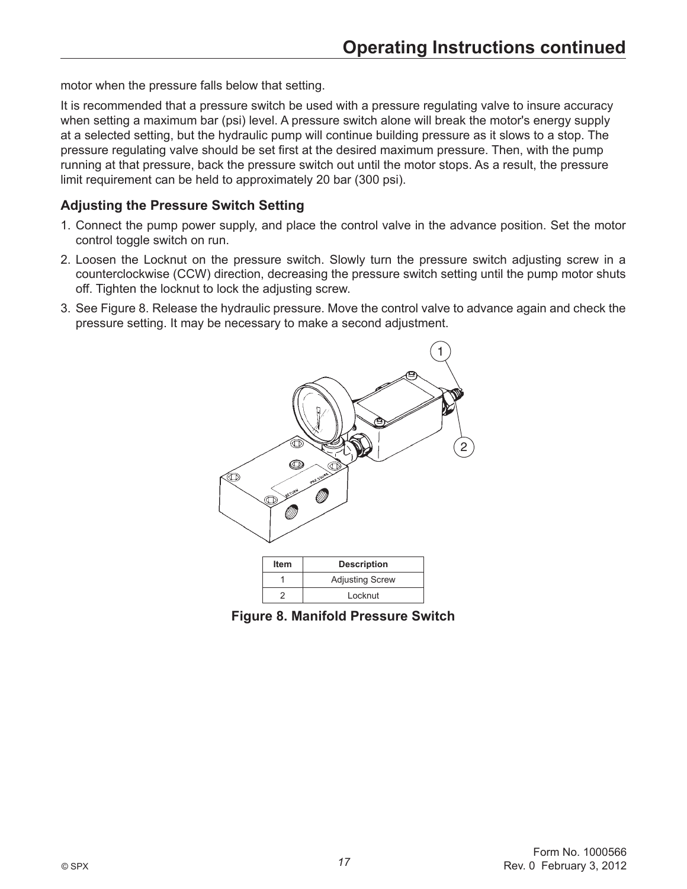motor when the pressure falls below that setting.

It is recommended that a pressure switch be used with a pressure regulating valve to insure accuracy when setting a maximum bar (psi) level. A pressure switch alone will break the motor's energy supply at a selected setting, but the hydraulic pump will continue building pressure as it slows to a stop. The pressure regulating valve should be set first at the desired maximum pressure. Then, with the pump running at that pressure, back the pressure switch out until the motor stops. As a result, the pressure limit requirement can be held to approximately 20 bar (300 psi).

### Adjusting the Pressure Switch Setting

1. Connect the pump power supply, and place the control valve in the advance position. Set the motor control toggle switch on run.
2. Loosen the Locknut on the pressure switch. Slowly turn the pressure switch adjusting screw in a counterclockwise (CCW) direction, decreasing the pressure switch setting until the pump motor shuts off. Tighten the locknut to lock the adjusting screw.
3. See Figure 8. Release the hydraulic pressure. Move the control valve to advance again and check the pressure setting. It may be necessary to make a second adjustment.

| Item | Description |
|---|---|
| 1 | Adjusting Screw |
| 2 | Locknut |

**Figure 8. Manifold Pressure Switch**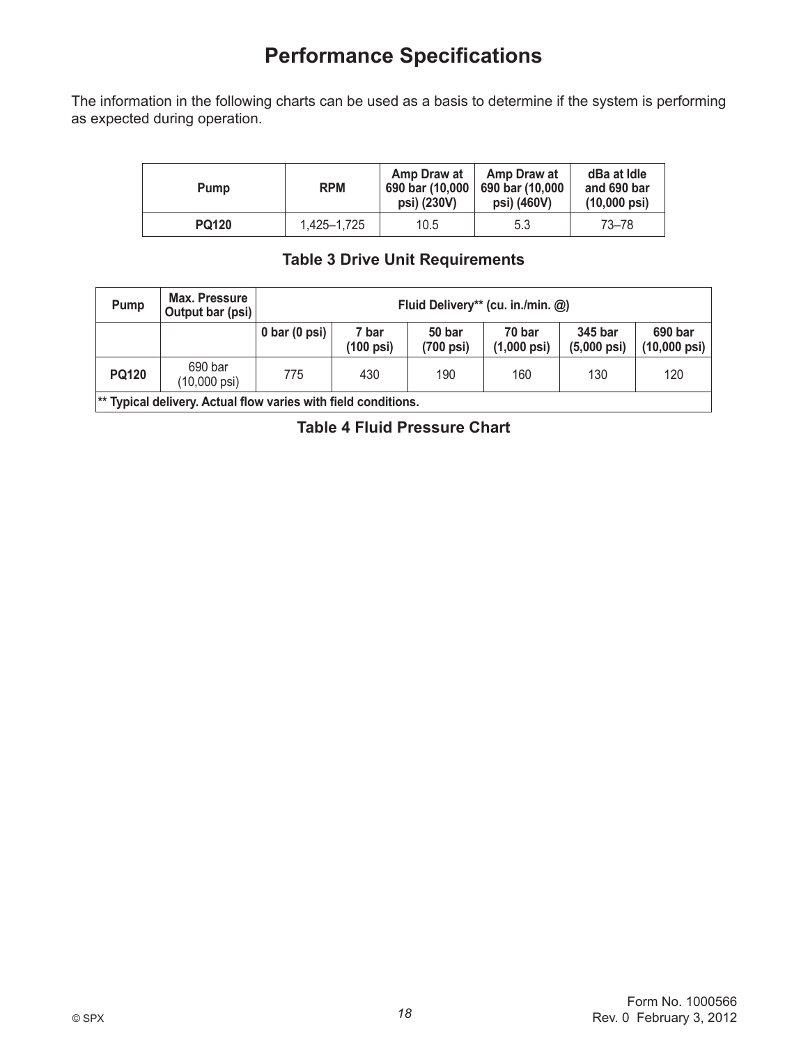# Performance Specifications

The information in the following charts can be used as a basis to determine if the system is performing as expected during operation.

| Pump | RPM | Amp Draw at 690 bar (10,000 psi) (230V) | Amp Draw at 690 bar (10,000 psi) (460V) | dBa at Idle and 690 bar (10,000 psi) |
|---|---|---|---|---|
| **PQ120** | 1,425–1,725 | 10.5 | 5.3 | 73–78 |

**Table 3 Drive Unit Requirements**

| Pump | Max. Pressure Output bar (psi) | Fluid Delivery** (cu. in./min. @) | | | | | |
|---|---|---|---|---|---|---|---|
| | | 0 bar (0 psi) | 7 bar (100 psi) | 50 bar (700 psi) | 70 bar (1,000 psi) | 345 bar (5,000 psi) | 690 bar (10,000 psi) |
| **PQ120** | 690 bar (10,000 psi) | 775 | 430 | 190 | 160 | 130 | 120 |

**** Typical delivery. Actual flow varies with field conditions.**

**Table 4 Fluid Pressure Chart**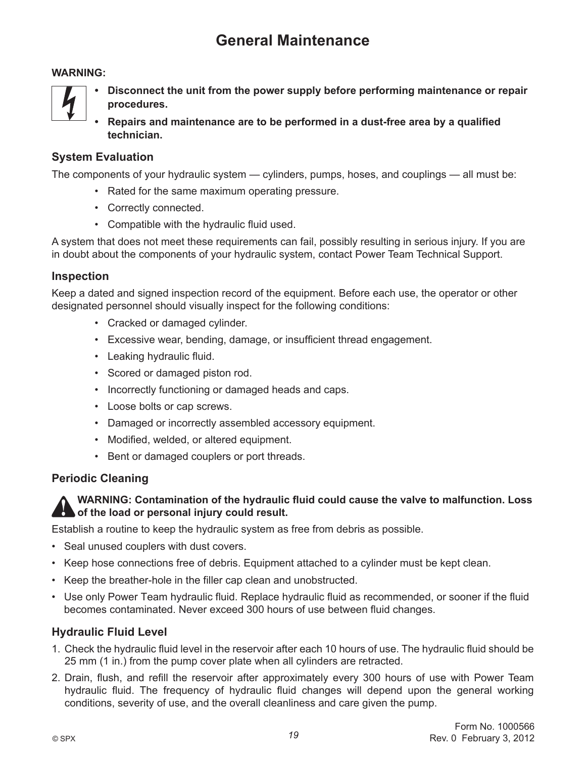# General Maintenance

**WARNING:**

- **Disconnect the unit from the power supply before performing maintenance or repair procedures.**
- **Repairs and maintenance are to be performed in a dust-free area by a qualified technician.**

## System Evaluation

The components of your hydraulic system — cylinders, pumps, hoses, and couplings — all must be:

- Rated for the same maximum operating pressure.
- Correctly connected.
- Compatible with the hydraulic fluid used.

A system that does not meet these requirements can fail, possibly resulting in serious injury. If you are in doubt about the components of your hydraulic system, contact Power Team Technical Support.

## Inspection

Keep a dated and signed inspection record of the equipment. Before each use, the operator or other designated personnel should visually inspect for the following conditions:

- Cracked or damaged cylinder.
- Excessive wear, bending, damage, or insufficient thread engagement.
- Leaking hydraulic fluid.
- Scored or damaged piston rod.
- Incorrectly functioning or damaged heads and caps.
- Loose bolts or cap screws.
- Damaged or incorrectly assembled accessory equipment.
- Modified, welded, or altered equipment.
- Bent or damaged couplers or port threads.

## Periodic Cleaning

**WARNING: Contamination of the hydraulic fluid could cause the valve to malfunction. Loss of the load or personal injury could result.**

Establish a routine to keep the hydraulic system as free from debris as possible.

- Seal unused couplers with dust covers.
- Keep hose connections free of debris. Equipment attached to a cylinder must be kept clean.
- Keep the breather-hole in the filler cap clean and unobstructed.
- Use only Power Team hydraulic fluid. Replace hydraulic fluid as recommended, or sooner if the fluid becomes contaminated. Never exceed 300 hours of use between fluid changes.

## Hydraulic Fluid Level

1. Check the hydraulic fluid level in the reservoir after each 10 hours of use. The hydraulic fluid should be 25 mm (1 in.) from the pump cover plate when all cylinders are retracted.
2. Drain, flush, and refill the reservoir after approximately every 300 hours of use with Power Team hydraulic fluid. The frequency of hydraulic fluid changes will depend upon the general working conditions, severity of use, and the overall cleanliness and care given the pump.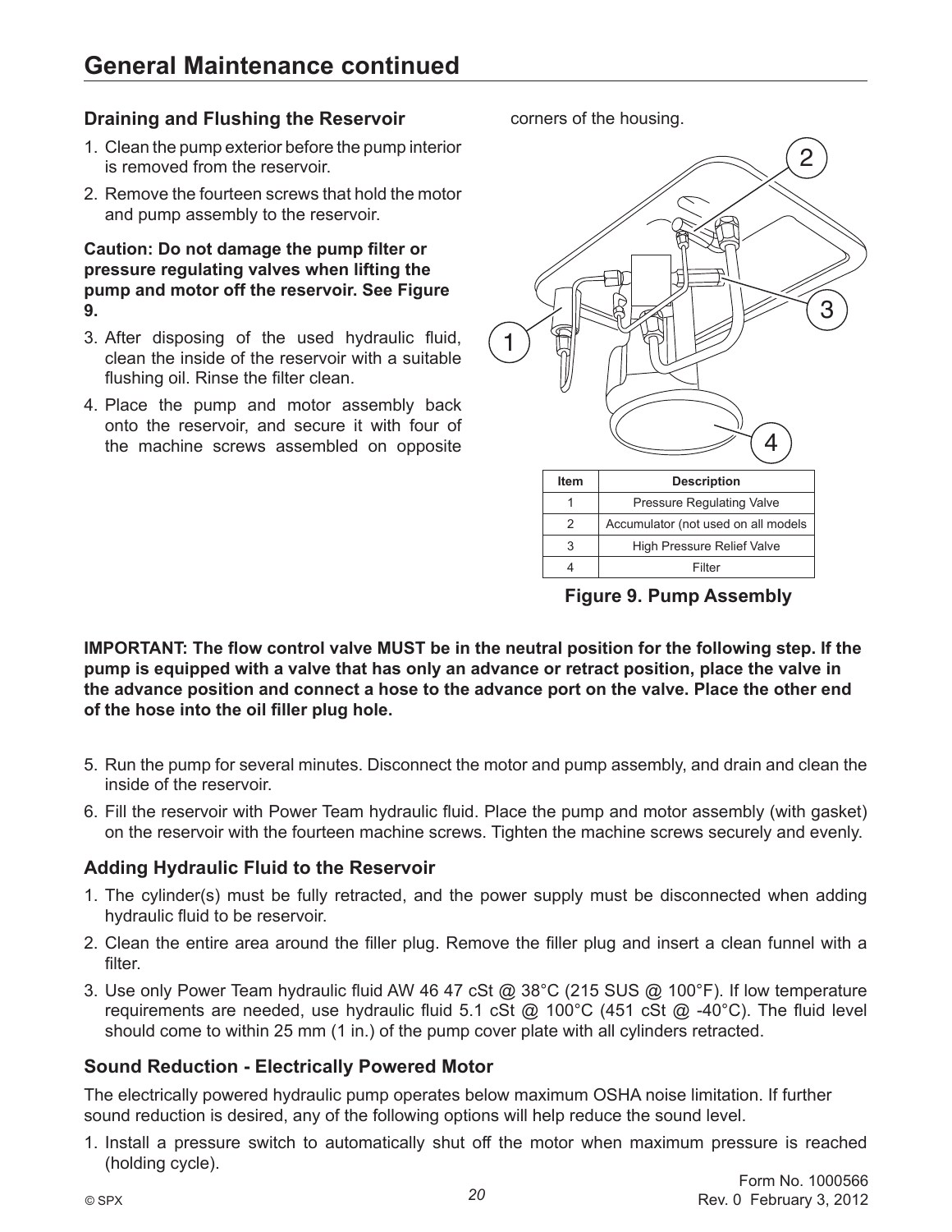## General Maintenance continued

### Draining and Flushing the Reservoir

1. Clean the pump exterior before the pump interior is removed from the reservoir.
2. Remove the fourteen screws that hold the motor and pump assembly to the reservoir.

**Caution: Do not damage the pump filter or pressure regulating valves when lifting the pump and motor off the reservoir. See Figure 9.**

3. After disposing of the used hydraulic fluid, clean the inside of the reservoir with a suitable flushing oil. Rinse the filter clean.
4. Place the pump and motor assembly back onto the reservoir, and secure it with four of the machine screws assembled on opposite corners of the housing.

| Item | Description |
|---|---|
| 1 | Pressure Regulating Valve |
| 2 | Accumulator (not used on all models |
| 3 | High Pressure Relief Valve |
| 4 | Filter |

**Figure 9. Pump Assembly**

**IMPORTANT: The flow control valve MUST be in the neutral position for the following step. If the pump is equipped with a valve that has only an advance or retract position, place the valve in the advance position and connect a hose to the advance port on the valve. Place the other end of the hose into the oil filler plug hole.**

5. Run the pump for several minutes. Disconnect the motor and pump assembly, and drain and clean the inside of the reservoir.
6. Fill the reservoir with Power Team hydraulic fluid. Place the pump and motor assembly (with gasket) on the reservoir with the fourteen machine screws. Tighten the machine screws securely and evenly.

### Adding Hydraulic Fluid to the Reservoir

1. The cylinder(s) must be fully retracted, and the power supply must be disconnected when adding hydraulic fluid to be reservoir.
2. Clean the entire area around the filler plug. Remove the filler plug and insert a clean funnel with a filter.
3. Use only Power Team hydraulic fluid AW 46 47 cSt @ 38°C (215 SUS @ 100°F). If low temperature requirements are needed, use hydraulic fluid 5.1 cSt @ 100°C (451 cSt @ -40°C). The fluid level should come to within 25 mm (1 in.) of the pump cover plate with all cylinders retracted.

### Sound Reduction - Electrically Powered Motor

The electrically powered hydraulic pump operates below maximum OSHA noise limitation. If further sound reduction is desired, any of the following options will help reduce the sound level.

1. Install a pressure switch to automatically shut off the motor when maximum pressure is reached (holding cycle).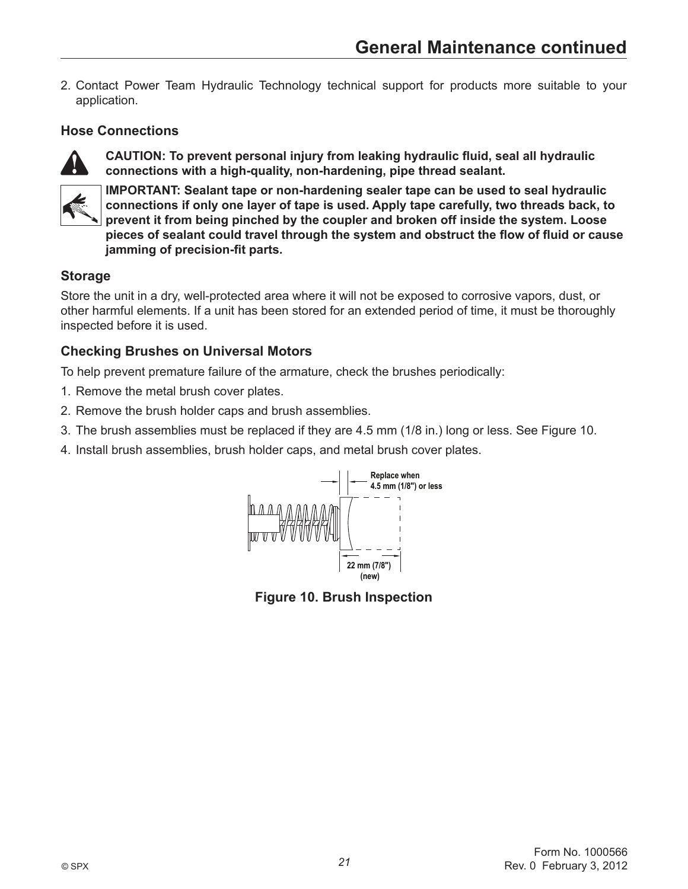## General Maintenance continued

2. Contact Power Team Hydraulic Technology technical support for products more suitable to your application.

### Hose Connections

**CAUTION: To prevent personal injury from leaking hydraulic fluid, seal all hydraulic connections with a high-quality, non-hardening, pipe thread sealant.**

**IMPORTANT: Sealant tape or non-hardening sealer tape can be used to seal hydraulic connections if only one layer of tape is used. Apply tape carefully, two threads back, to prevent it from being pinched by the coupler and broken off inside the system. Loose pieces of sealant could travel through the system and obstruct the flow of fluid or cause jamming of precision-fit parts.**

### Storage

Store the unit in a dry, well-protected area where it will not be exposed to corrosive vapors, dust, or other harmful elements. If a unit has been stored for an extended period of time, it must be thoroughly inspected before it is used.

### Checking Brushes on Universal Motors

To help prevent premature failure of the armature, check the brushes periodically:

1. Remove the metal brush cover plates.
2. Remove the brush holder caps and brush assemblies.
3. The brush assemblies must be replaced if they are 4.5 mm (1/8 in.) long or less. See Figure 10.
4. Install brush assemblies, brush holder caps, and metal brush cover plates.

Replace when 4.5 mm (1/8") or less

22 mm (7/8") (new)

**Figure 10. Brush Inspection**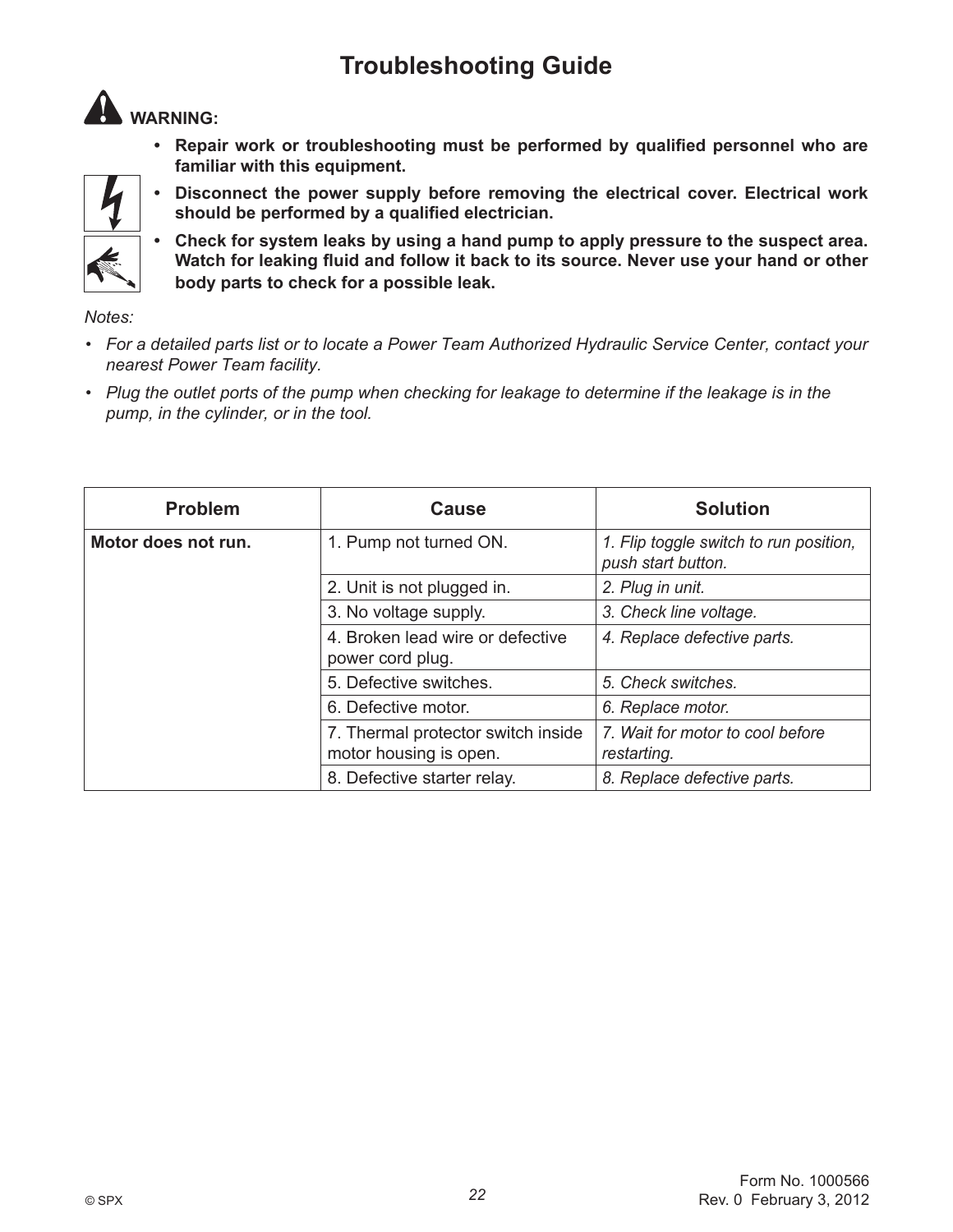# Troubleshooting Guide

**WARNING:**

- **Repair work or troubleshooting must be performed by qualified personnel who are familiar with this equipment.**
- **Disconnect the power supply before removing the electrical cover. Electrical work should be performed by a qualified electrician.**
- **Check for system leaks by using a hand pump to apply pressure to the suspect area. Watch for leaking fluid and follow it back to its source. Never use your hand or other body parts to check for a possible leak.**

*Notes:*

- *For a detailed parts list or to locate a Power Team Authorized Hydraulic Service Center, contact your nearest Power Team facility.*
- *Plug the outlet ports of the pump when checking for leakage to determine if the leakage is in the pump, in the cylinder, or in the tool.*

| Problem | Cause | Solution |
|---|---|---|
| **Motor does not run.** | 1. Pump not turned ON. | *1. Flip toggle switch to run position, push start button.* |
| | 2. Unit is not plugged in. | *2. Plug in unit.* |
| | 3. No voltage supply. | *3. Check line voltage.* |
| | 4. Broken lead wire or defective power cord plug. | *4. Replace defective parts.* |
| | 5. Defective switches. | *5. Check switches.* |
| | 6. Defective motor. | *6. Replace motor.* |
| | 7. Thermal protector switch inside motor housing is open. | *7. Wait for motor to cool before restarting.* |
| | 8. Defective starter relay. | *8. Replace defective parts.* |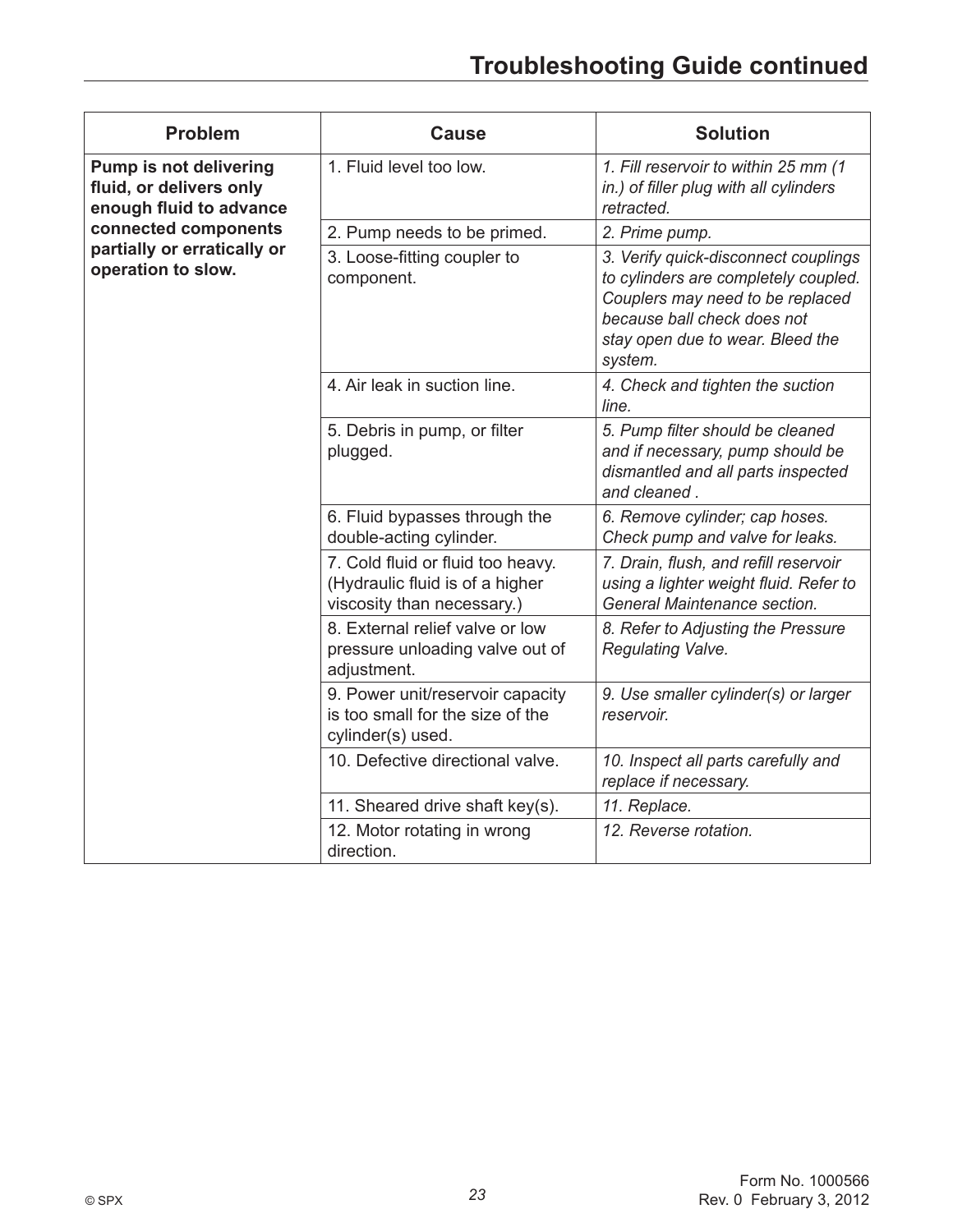# Troubleshooting Guide continued

| Problem | Cause | Solution |
|---|---|---|
| **Pump is not delivering fluid, or delivers only enough fluid to advance connected components partially or erratically or operation to slow.** | 1. Fluid level too low. | *1. Fill reservoir to within 25 mm (1 in.) of filler plug with all cylinders retracted.* |
| | 2. Pump needs to be primed. | *2. Prime pump.* |
| | 3. Loose-fitting coupler to component. | *3. Verify quick-disconnect couplings to cylinders are completely coupled. Couplers may need to be replaced because ball check does not stay open due to wear. Bleed the system.* |
| | 4. Air leak in suction line. | *4. Check and tighten the suction line.* |
| | 5. Debris in pump, or filter plugged. | *5. Pump filter should be cleaned and if necessary, pump should be dismantled and all parts inspected and cleaned .* |
| | 6. Fluid bypasses through the double-acting cylinder. | *6. Remove cylinder; cap hoses. Check pump and valve for leaks.* |
| | 7. Cold fluid or fluid too heavy. (Hydraulic fluid is of a higher viscosity than necessary.) | *7. Drain, flush, and refill reservoir using a lighter weight fluid. Refer to General Maintenance section.* |
| | 8. External relief valve or low pressure unloading valve out of adjustment. | *8. Refer to Adjusting the Pressure Regulating Valve.* |
| | 9. Power unit/reservoir capacity is too small for the size of the cylinder(s) used. | *9. Use smaller cylinder(s) or larger reservoir.* |
| | 10. Defective directional valve. | *10. Inspect all parts carefully and replace if necessary.* |
| | 11. Sheared drive shaft key(s). | *11. Replace.* |
| | 12. Motor rotating in wrong direction. | *12. Reverse rotation.* |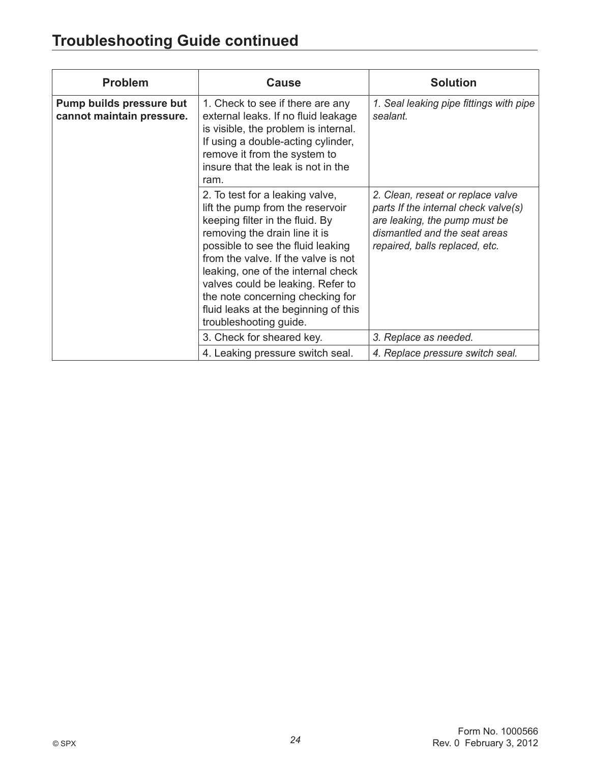## Troubleshooting Guide continued

| Problem | Cause | Solution |
|---|---|---|
| **Pump builds pressure but cannot maintain pressure.** | 1. Check to see if there are any external leaks. If no fluid leakage is visible, the problem is internal. If using a double-acting cylinder, remove it from the system to insure that the leak is not in the ram. | *1. Seal leaking pipe fittings with pipe sealant.* |
| | 2. To test for a leaking valve, lift the pump from the reservoir keeping filter in the fluid. By removing the drain line it is possible to see the fluid leaking from the valve. If the valve is not leaking, one of the internal check valves could be leaking. Refer to the note concerning checking for fluid leaks at the beginning of this troubleshooting guide. | *2. Clean, reseat or replace valve parts If the internal check valve(s) are leaking, the pump must be dismantled and the seat areas repaired, balls replaced, etc.* |
| | 3. Check for sheared key. | *3. Replace as needed.* |
| | 4. Leaking pressure switch seal. | *4. Replace pressure switch seal.* |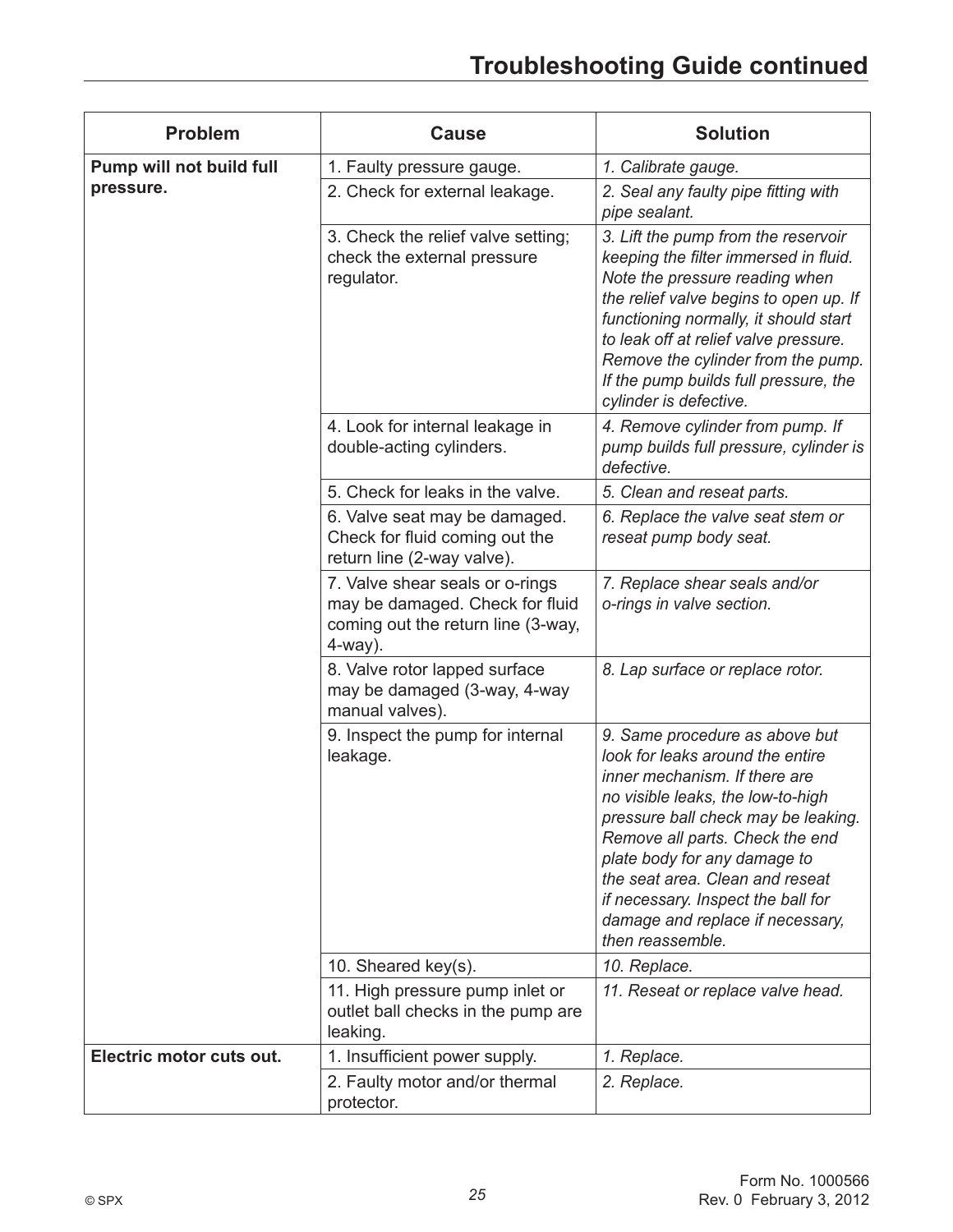# Troubleshooting Guide continued

| Problem | Cause | Solution |
|---|---|---|
| **Pump will not build full pressure.** | 1. Faulty pressure gauge. | *1. Calibrate gauge.* |
| | 2. Check for external leakage. | *2. Seal any faulty pipe fitting with pipe sealant.* |
| | 3. Check the relief valve setting; check the external pressure regulator. | *3. Lift the pump from the reservoir keeping the filter immersed in fluid. Note the pressure reading when the relief valve begins to open up. If functioning normally, it should start to leak off at relief valve pressure. Remove the cylinder from the pump. If the pump builds full pressure, the cylinder is defective.* |
| | 4. Look for internal leakage in double-acting cylinders. | *4. Remove cylinder from pump. If pump builds full pressure, cylinder is defective.* |
| | 5. Check for leaks in the valve. | *5. Clean and reseat parts.* |
| | 6. Valve seat may be damaged. Check for fluid coming out the return line (2-way valve). | *6. Replace the valve seat stem or reseat pump body seat.* |
| | 7. Valve shear seals or o-rings may be damaged. Check for fluid coming out the return line (3-way, 4-way). | *7. Replace shear seals and/or o-rings in valve section.* |
| | 8. Valve rotor lapped surface may be damaged (3-way, 4-way manual valves). | *8. Lap surface or replace rotor.* |
| | 9. Inspect the pump for internal leakage. | *9. Same procedure as above but look for leaks around the entire inner mechanism. If there are no visible leaks, the low-to-high pressure ball check may be leaking. Remove all parts. Check the end plate body for any damage to the seat area. Clean and reseat if necessary. Inspect the ball for damage and replace if necessary, then reassemble.* |
| | 10. Sheared key(s). | *10. Replace.* |
| | 11. High pressure pump inlet or outlet ball checks in the pump are leaking. | *11. Reseat or replace valve head.* |
| **Electric motor cuts out.** | 1. Insufficient power supply. | *1. Replace.* |
| | 2. Faulty motor and/or thermal protector. | *2. Replace.* |

© SPX

Form No. 1000566
Rev. 0 February 3, 2012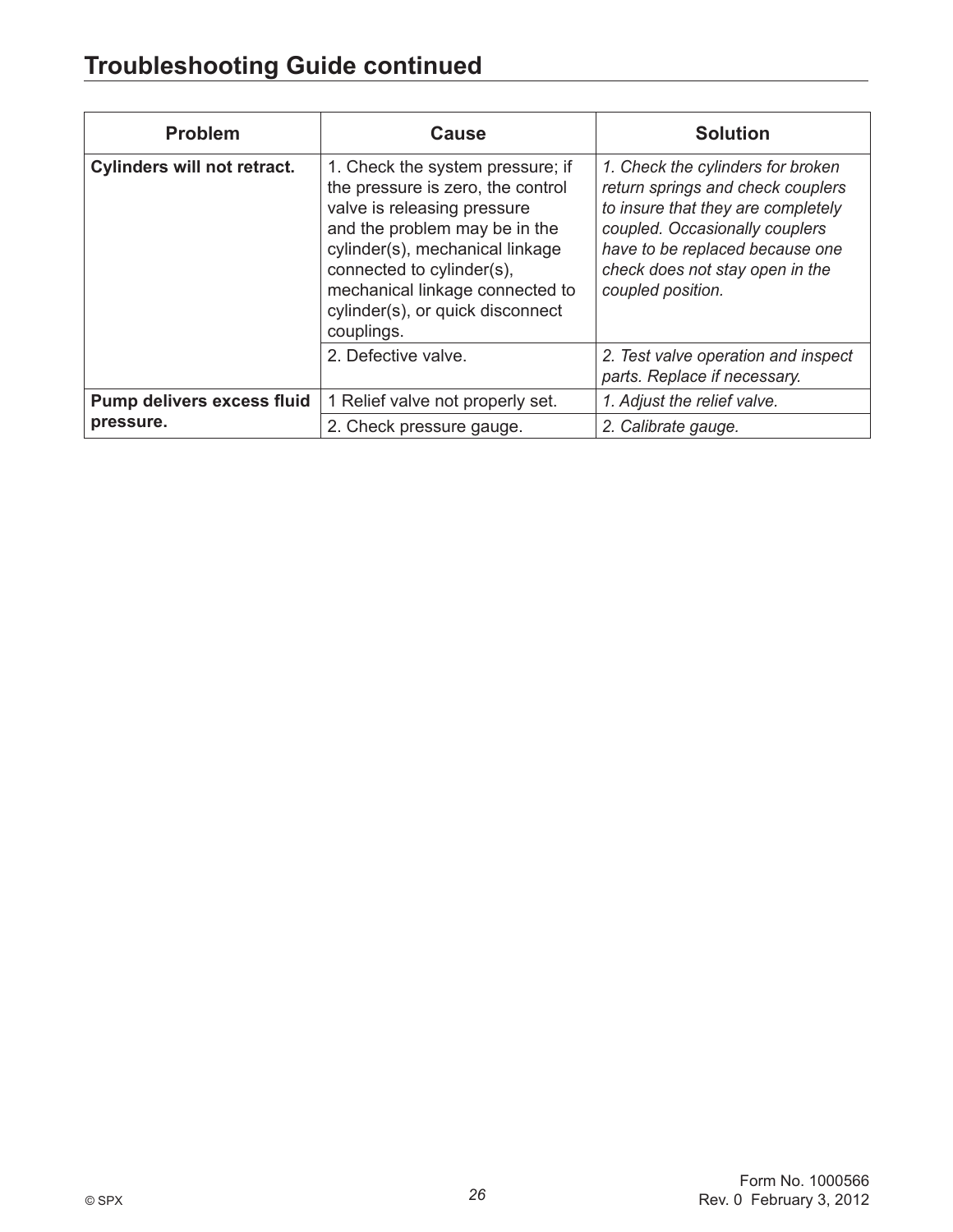## Troubleshooting Guide continued

| Problem | Cause | Solution |
| --- | --- | --- |
| **Cylinders will not retract.** | 1. Check the system pressure; if the pressure is zero, the control valve is releasing pressure and the problem may be in the cylinder(s), mechanical linkage connected to cylinder(s), mechanical linkage connected to cylinder(s), or quick disconnect couplings. | *1. Check the cylinders for broken return springs and check couplers to insure that they are completely coupled. Occasionally couplers have to be replaced because one check does not stay open in the coupled position.* |
| | 2. Defective valve. | *2. Test valve operation and inspect parts. Replace if necessary.* |
| **Pump delivers excess fluid pressure.** | 1 Relief valve not properly set. | *1. Adjust the relief valve.* |
| | 2. Check pressure gauge. | *2. Calibrate gauge.* |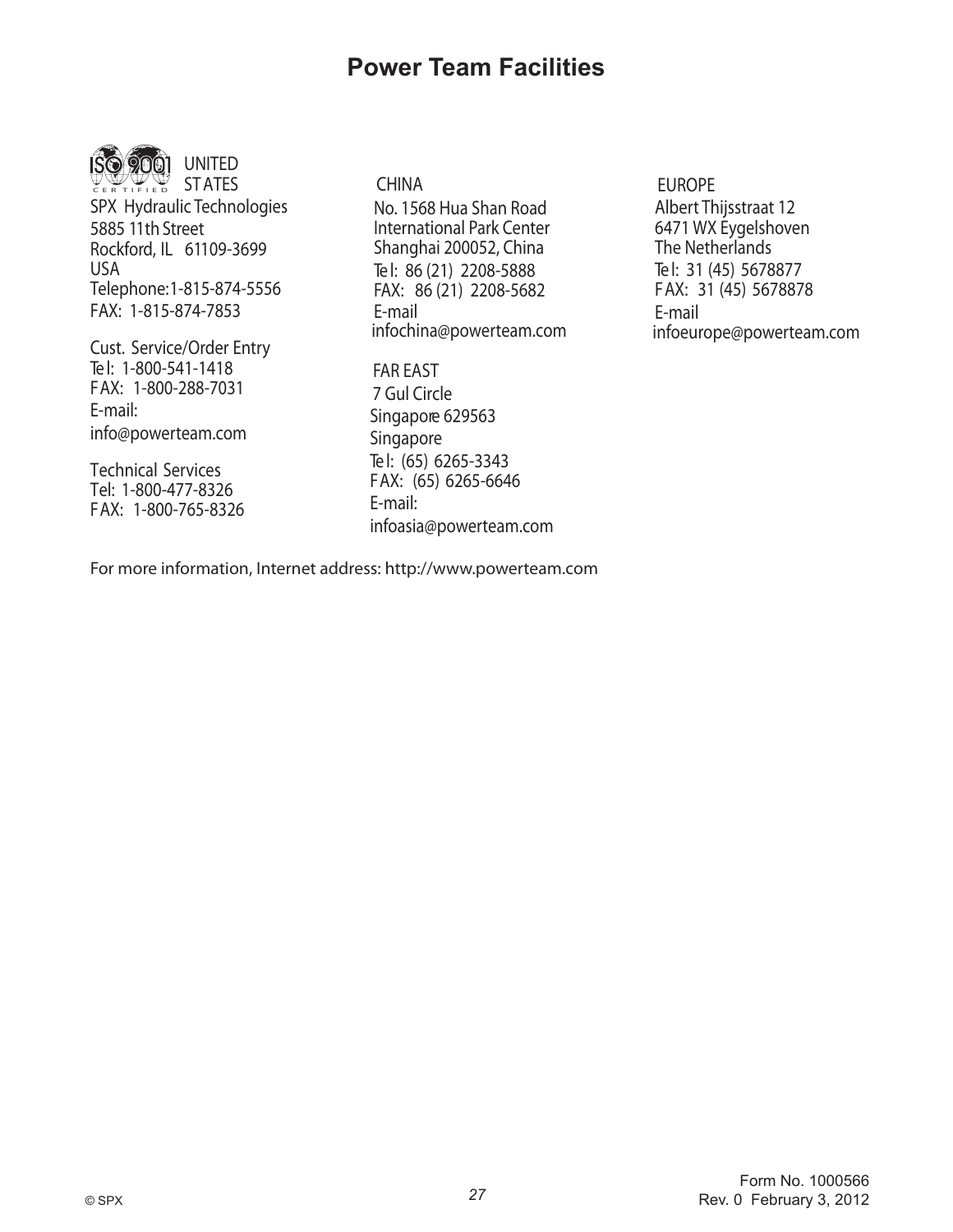# Power Team Facilities

ISO 9001 CERTIFIED

**UNITED STATES**

SPX Hydraulic Technologies
5885 11th Street
Rockford, IL 61109-3699
USA
Telephone: 1-815-874-5556
FAX: 1-815-874-7853

Cust. Service/Order Entry
Tel: 1-800-541-1418
FAX: 1-800-288-7031
E-mail:
info@powerteam.com

Technical Services
Tel: 1-800-477-8326
FAX: 1-800-765-8326

**CHINA**

No. 1568 Hua Shan Road
International Park Center
Shanghai 200052, China
Tel: 86 (21) 2208-5888
FAX: 86 (21) 2208-5682
E-mail
infochina@powerteam.com

**FAR EAST**

7 Gul Circle
Singapore 629563
Singapore
Tel: (65) 6265-3343
FAX: (65) 6265-6646
E-mail:
infoasia@powerteam.com

**EUROPE**

Albert Thijsstraat 12
6471 WX Eygelshoven
The Netherlands
Tel: 31 (45) 5678877
FAX: 31 (45) 5678878
E-mail
infoeurope@powerteam.com

For more information, Internet address: http://www.powerteam.com

© SPX

Form No. 1000566
Rev. 0 February 3, 2012